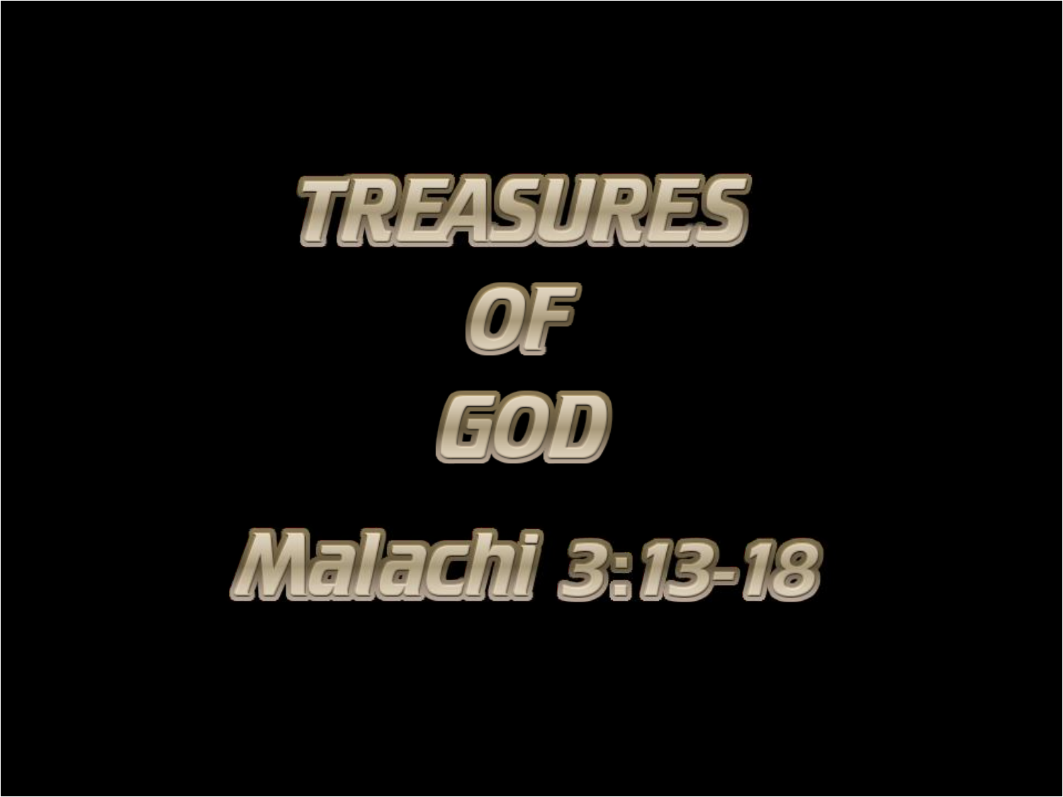# TREASURES OF GOD

## Malachi 3:13-18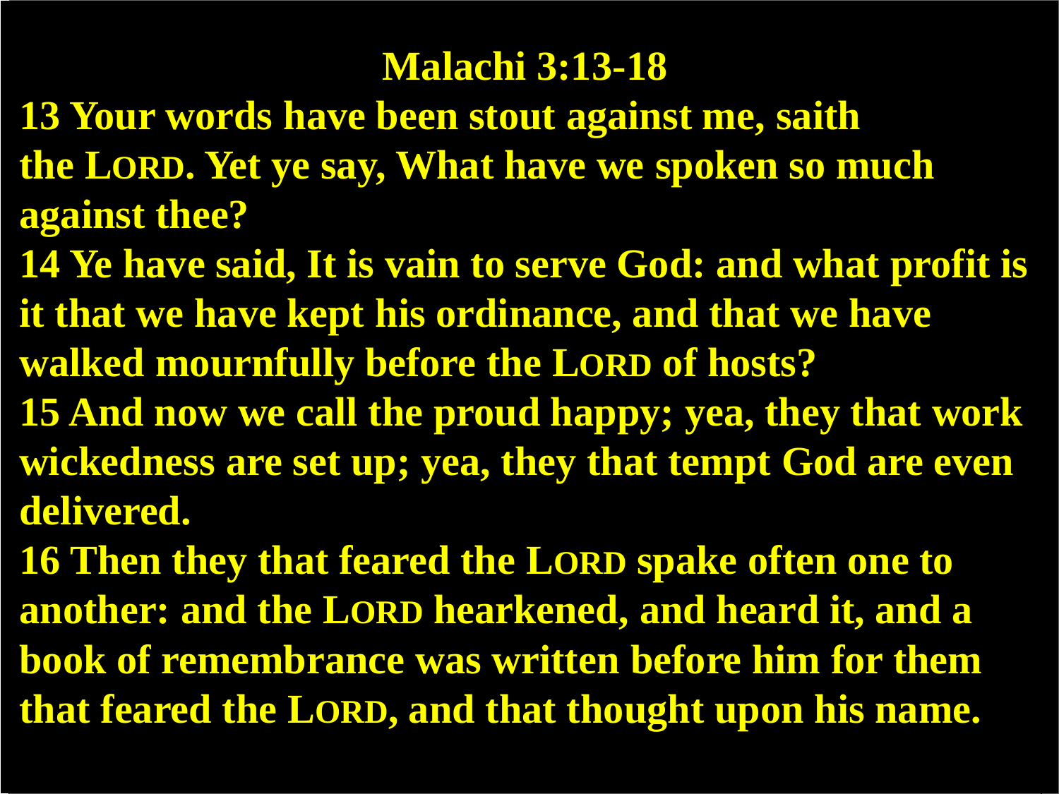## Malachi 3:13-18

**13 Your words have been stout against me, saith the LORD. Yet ye say, What have we spoken so much against thee?**

**14 Ye have said, It is vain to serve God: and what profit is it that we have kept his ordinance, and that we have walked mournfully before the LORD of hosts?**

**15 And now we call the proud happy; yea, they that work wickedness are set up; yea, they that tempt God are even delivered.**

**16 Then they that feared the LORD spake often one to another: and the LORD hearkened, and heard it, and a book of remembrance was written before him for them that feared the LORD, and that thought upon his name.**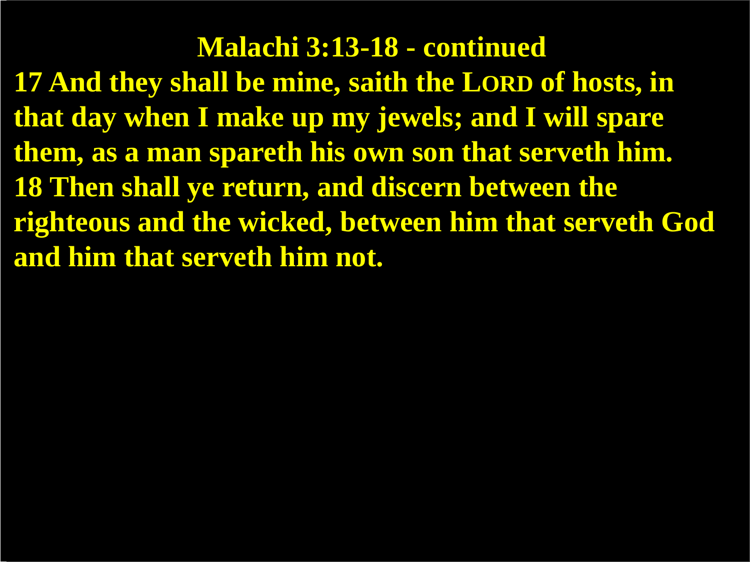# Malachi 3:13-18 - continued

**17 And they shall be mine, saith the LORD of hosts, in that day when I make up my jewels; and I will spare them, as a man spareth his own son that serveth him.**
**18 Then shall ye return, and discern between the righteous and the wicked, between him that serveth God and him that serveth him not.**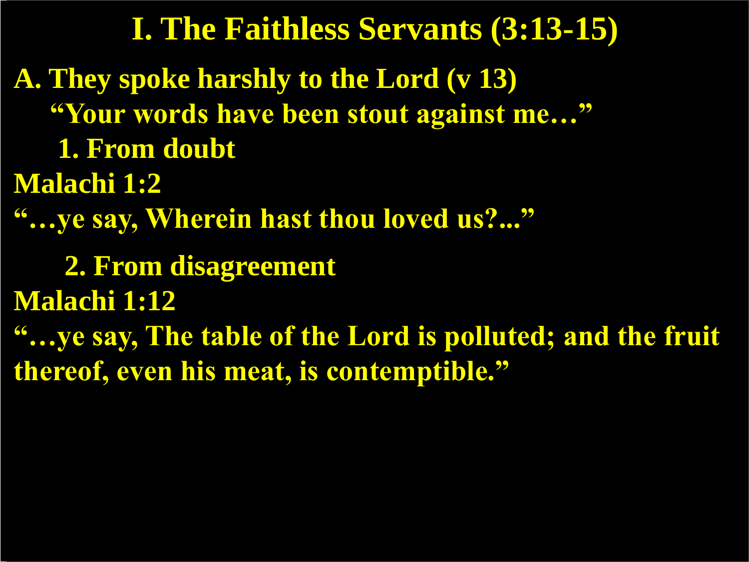# I. The Faithless Servants (3:13-15)

**A. They spoke harshly to the Lord (v 13)**

**"Your words have been stout against me…"**

**1. From doubt**

**Malachi 1:2**

**"…ye say, Wherein hast thou loved us?..."**

**2. From disagreement**

**Malachi 1:12**

**"…ye say, The table of the Lord is polluted; and the fruit thereof, even his meat, is contemptible."**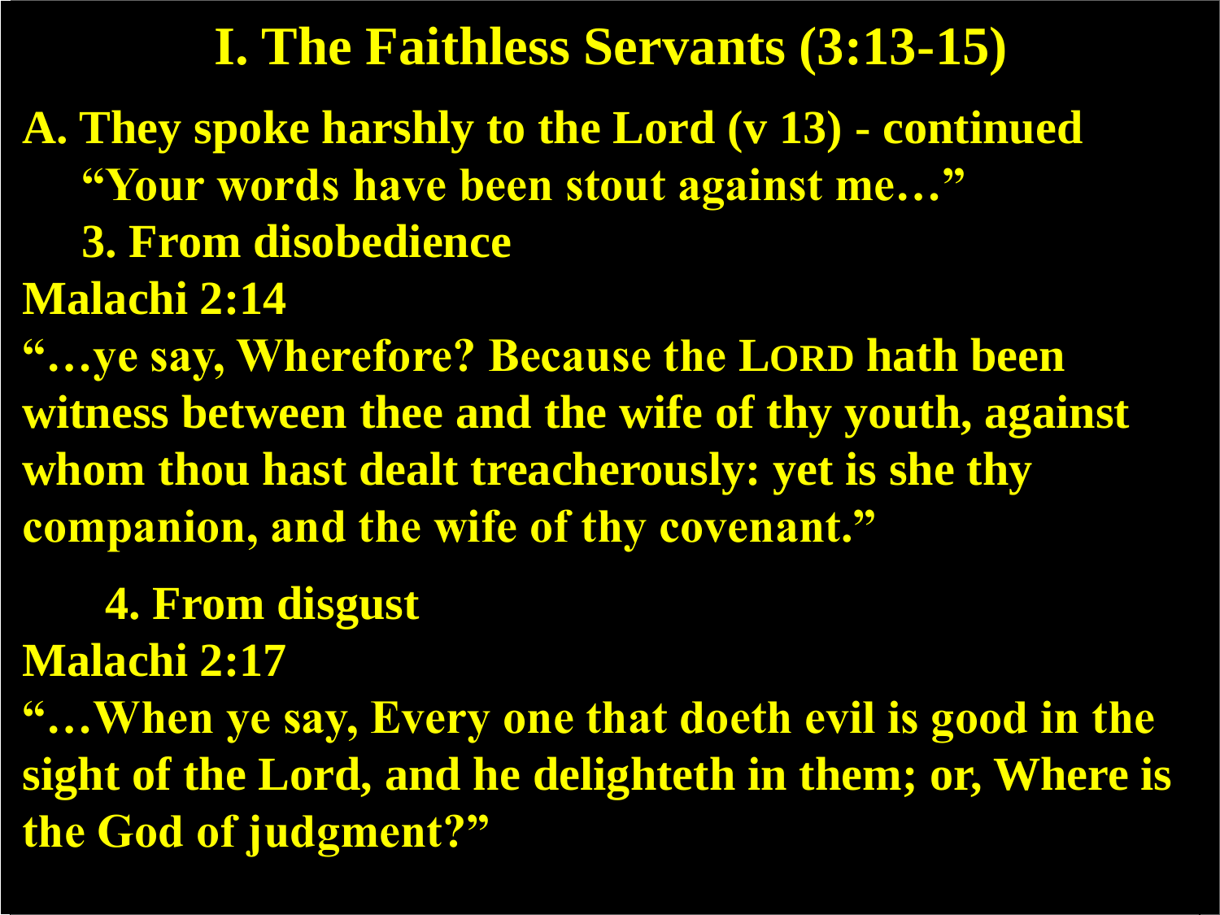# I. The Faithless Servants (3:13-15)

**A. They spoke harshly to the Lord (v 13) - continued**

**"Your words have been stout against me…"**

**3. From disobedience**

**Malachi 2:14**

**"…ye say, Wherefore? Because the LORD hath been witness between thee and the wife of thy youth, against whom thou hast dealt treacherously: yet is she thy companion, and the wife of thy covenant."**

**4. From disgust**

**Malachi 2:17**

**"…When ye say, Every one that doeth evil is good in the sight of the Lord, and he delighteth in them; or, Where is the God of judgment?"**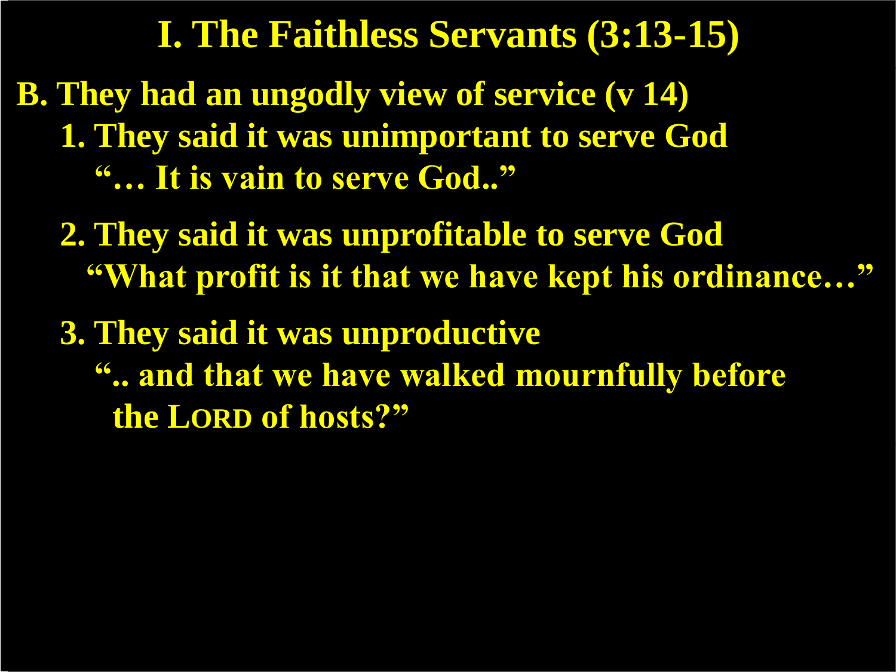# I. The Faithless Servants (3:13-15)

**B. They had an ungodly view of service (v 14)**

1. **They said it was unimportant to serve God**
   **"… It is vain to serve God.."**

2. **They said it was unprofitable to serve God**
   **"What profit is it that we have kept his ordinance…"**

3. **They said it was unproductive**
   **".. and that we have walked mournfully before the LORD of hosts?"**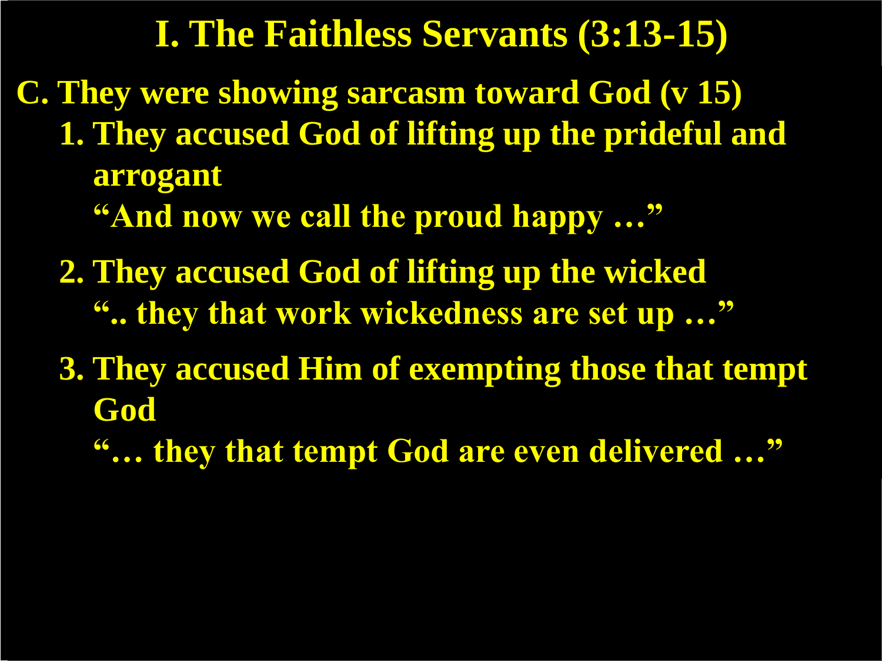# I. The Faithless Servants (3:13-15)

**C. They were showing sarcasm toward God (v 15)**

1. **They accused God of lifting up the prideful and arrogant**

   **"And now we call the proud happy …"**

2. **They accused God of lifting up the wicked**

   **".. they that work wickedness are set up …"**

3. **They accused Him of exempting those that tempt God**

   **"… they that tempt God are even delivered …"**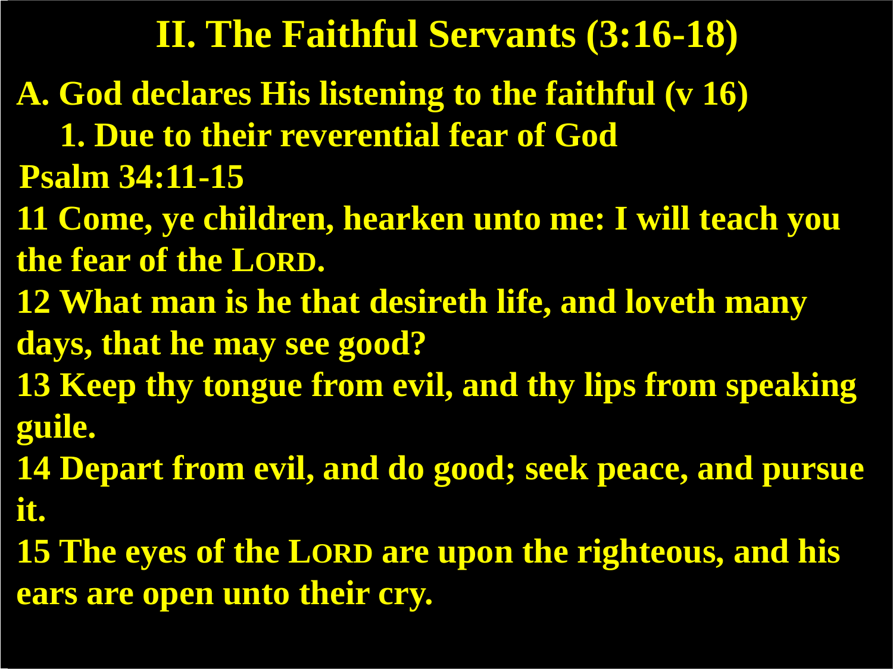# II. The Faithful Servants (3:16-18)

**A. God declares His listening to the faithful (v 16)**

**1. Due to their reverential fear of God**

**Psalm 34:11-15**

**11 Come, ye children, hearken unto me: I will teach you the fear of the LORD.**

**12 What man is he that desireth life, and loveth many days, that he may see good?**

**13 Keep thy tongue from evil, and thy lips from speaking guile.**

**14 Depart from evil, and do good; seek peace, and pursue it.**

**15 The eyes of the LORD are upon the righteous, and his ears are open unto their cry.**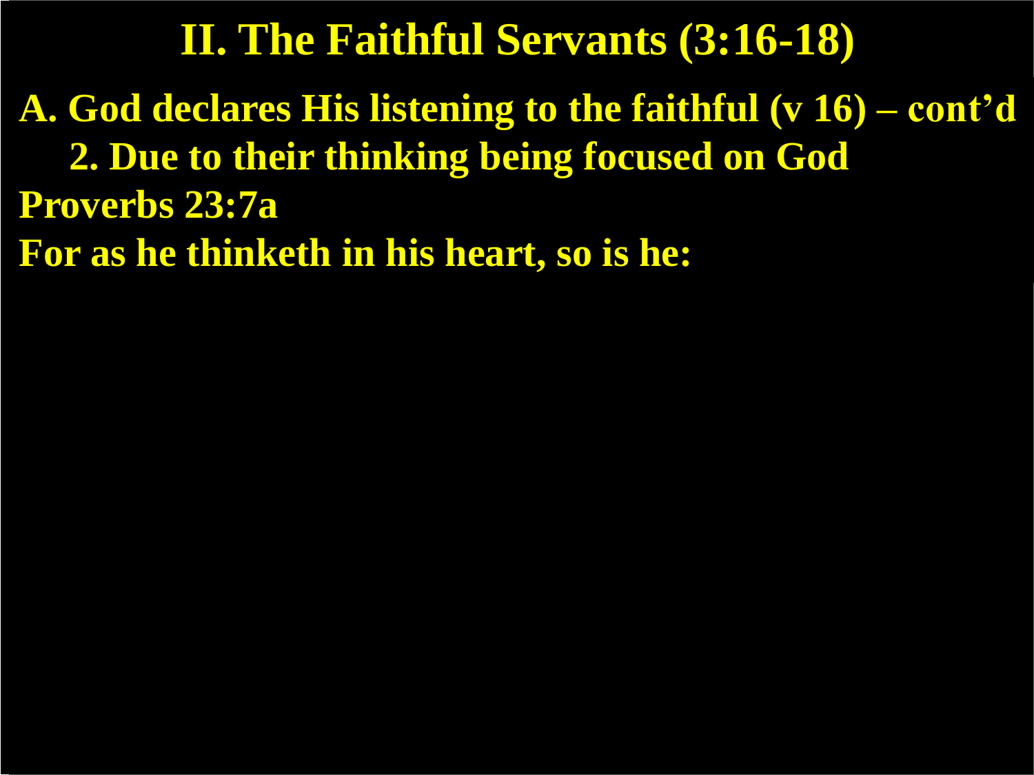# II. The Faithful Servants (3:16-18)

**A. God declares His listening to the faithful (v 16) – cont’d**

**2. Due to their thinking being focused on God**

**Proverbs 23:7a**

**For as he thinketh in his heart, so is he:**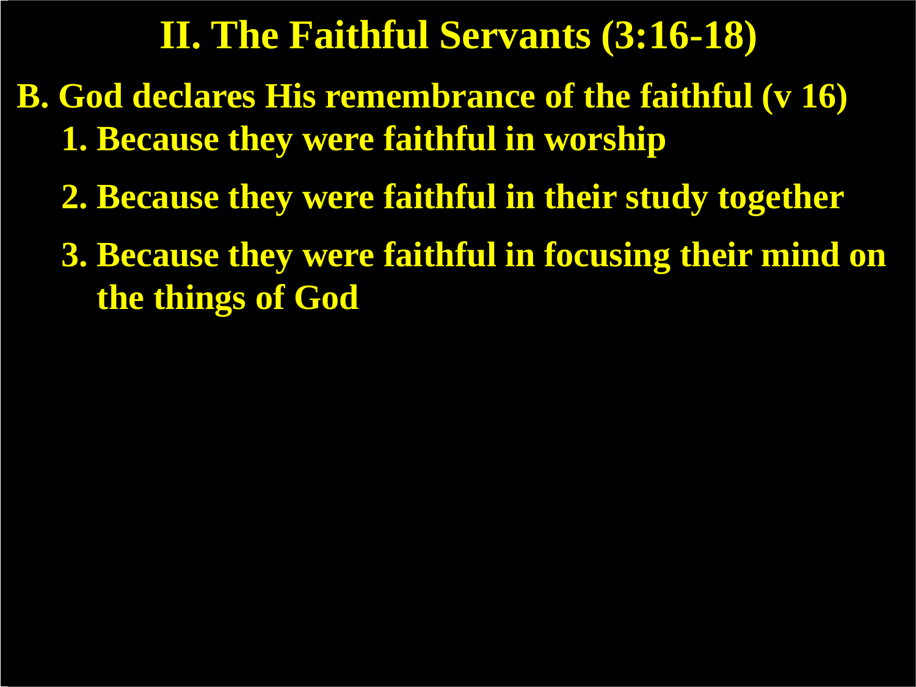# II. The Faithful Servants (3:16-18)

**B. God declares His remembrance of the faithful (v 16)**

1. **Because they were faithful in worship**
2. **Because they were faithful in their study together**
3. **Because they were faithful in focusing their mind on the things of God**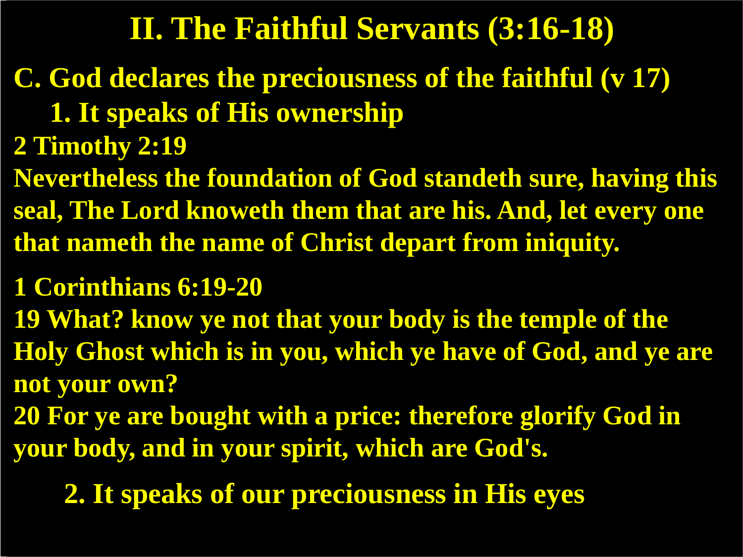# II. The Faithful Servants (3:16-18)

**C. God declares the preciousness of the faithful (v 17)**

**1. It speaks of His ownership**

**2 Timothy 2:19**

**Nevertheless the foundation of God standeth sure, having this seal, The Lord knoweth them that are his. And, let every one that nameth the name of Christ depart from iniquity.**

**1 Corinthians 6:19-20**

**19 What? know ye not that your body is the temple of the Holy Ghost which is in you, which ye have of God, and ye are not your own?**

**20 For ye are bought with a price: therefore glorify God in your body, and in your spirit, which are God's.**

**2. It speaks of our preciousness in His eyes**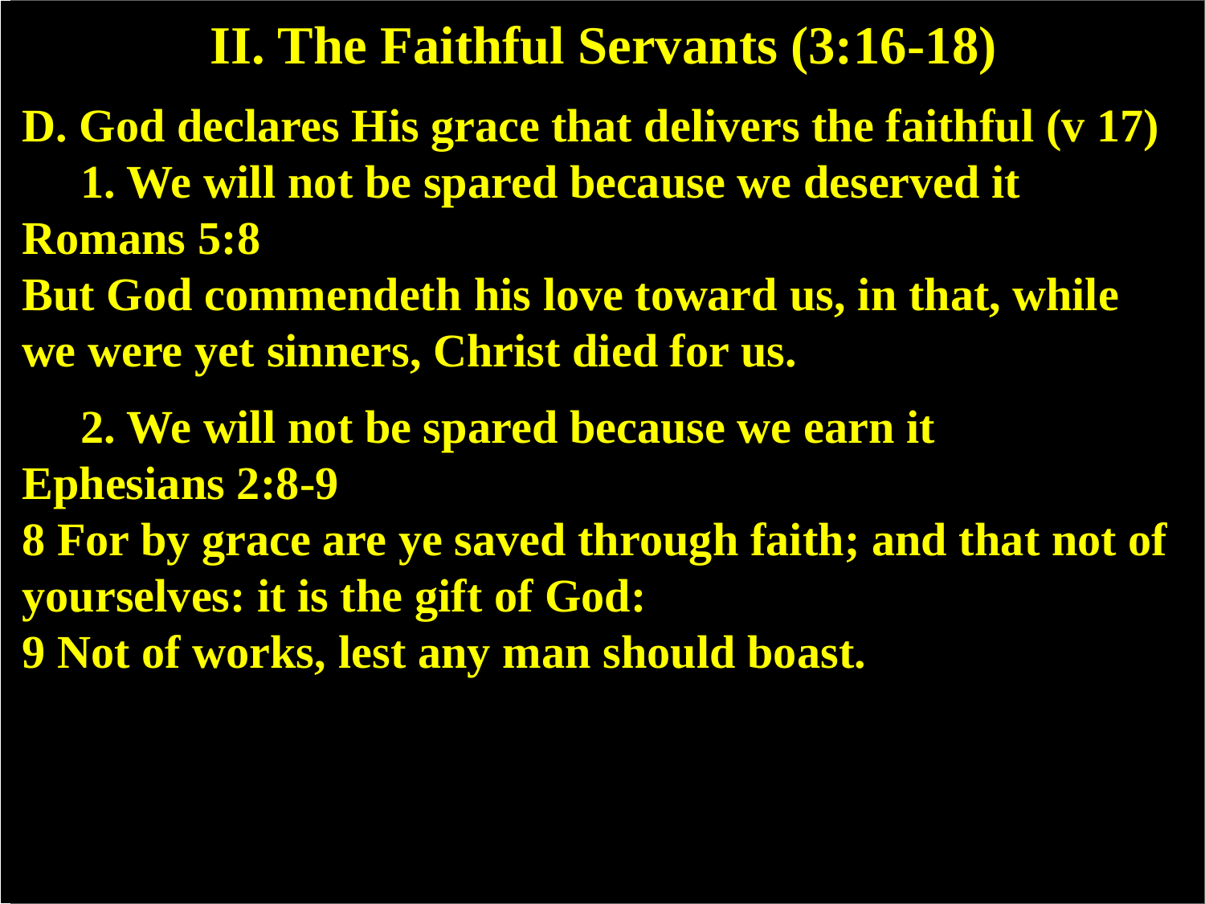# II. The Faithful Servants (3:16-18)

**D. God declares His grace that delivers the faithful (v 17)**

**1. We will not be spared because we deserved it**

**Romans 5:8**

**But God commendeth his love toward us, in that, while we were yet sinners, Christ died for us.**

**2. We will not be spared because we earn it**

**Ephesians 2:8-9**

**8 For by grace are ye saved through faith; and that not of yourselves: it is the gift of God:**

**9 Not of works, lest any man should boast.**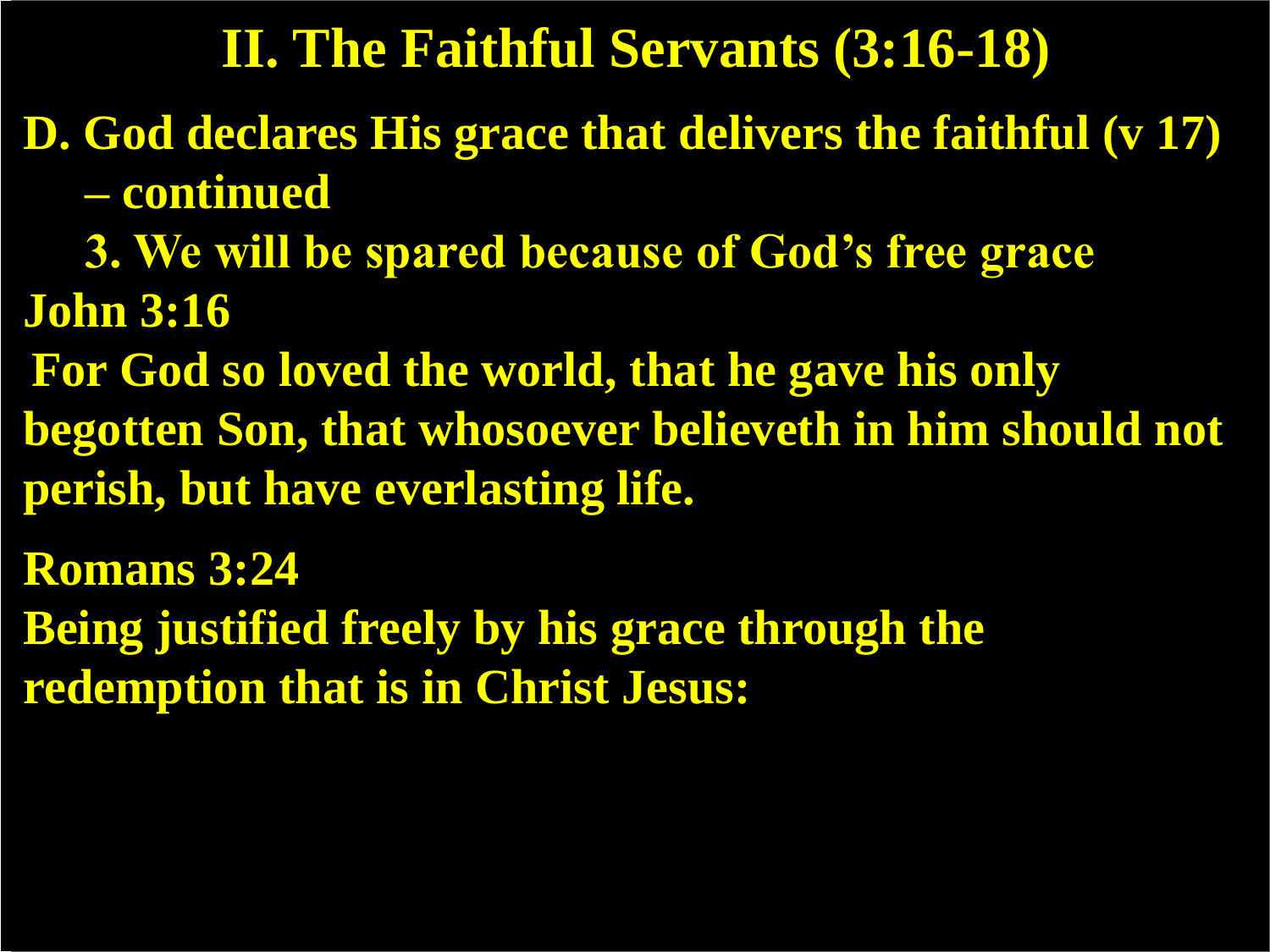# II. The Faithful Servants (3:16-18)

**D. God declares His grace that delivers the faithful (v 17) – continued**

**3. We will be spared because of God's free grace**

**John 3:16**

**For God so loved the world, that he gave his only begotten Son, that whosoever believeth in him should not perish, but have everlasting life.**

**Romans 3:24**

**Being justified freely by his grace through the redemption that is in Christ Jesus:**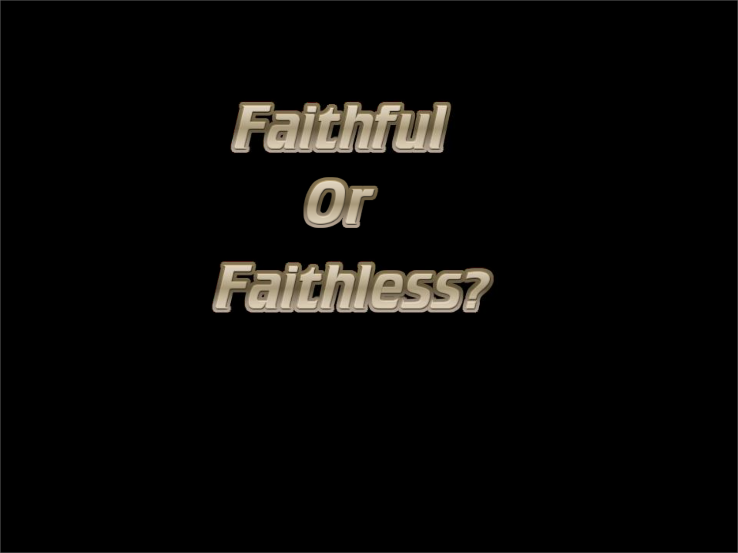# Faithful

# Or

# Faithless?